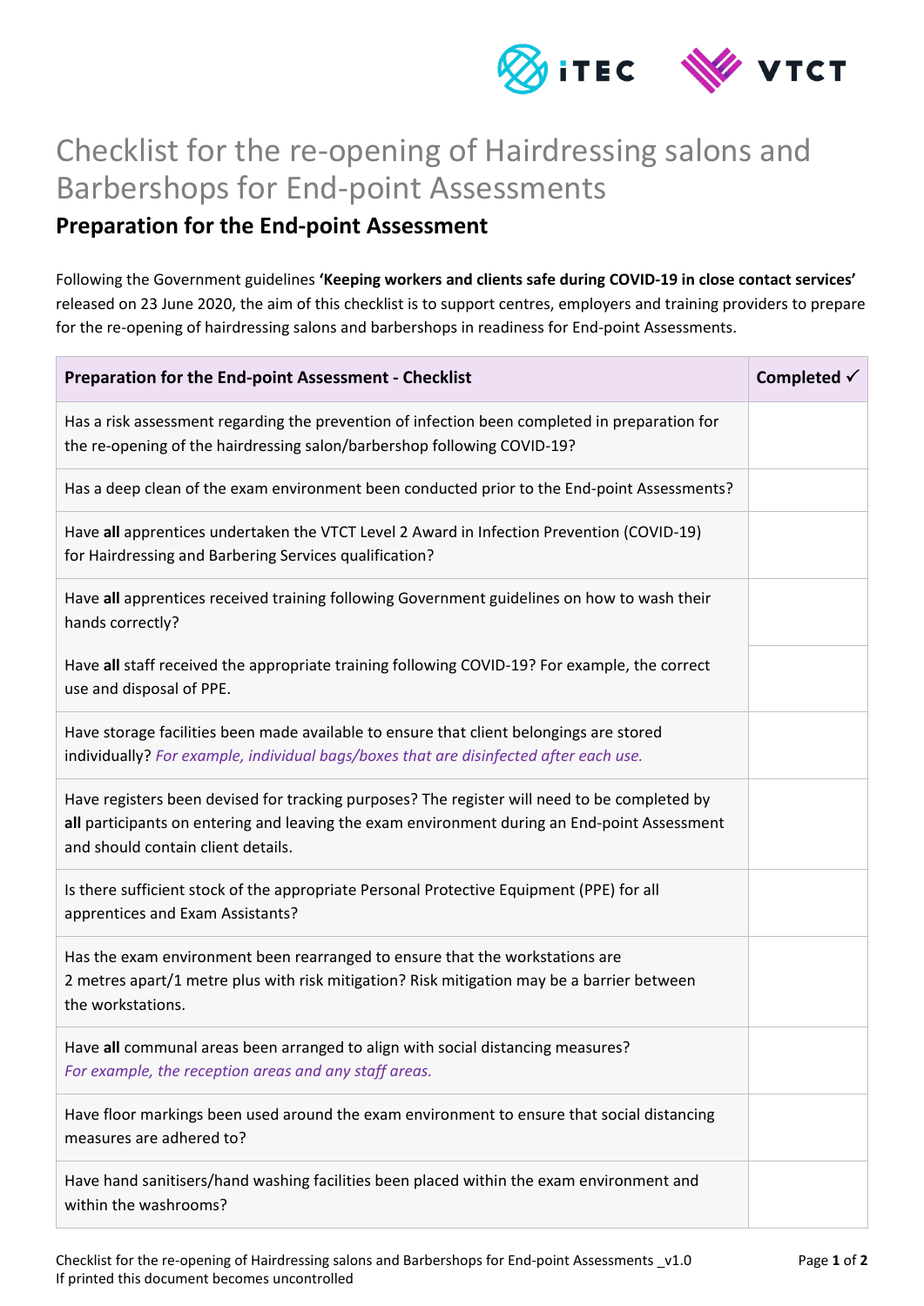# Checklist for the re-opening of Hairdressing salons and Barbershops for End-point Assessments

## Preparation for the End-point Assessment

Following the Government guidelines **'Keeping workers and clients safe during COVID-19 in close contact services'** released on 23 June 2020, the aim of this checklist is to support centres, employers and training providers to prepare for the re-opening of hairdressing salons and barbershops in readiness for End-point Assessments.

| Preparation for the End-point Assessment - Checklist | Completed ✓ |
|---|---|
| Has a risk assessment regarding the prevention of infection been completed in preparation for the re-opening of the hairdressing salon/barbershop following COVID-19? | |
| Has a deep clean of the exam environment been conducted prior to the End-point Assessments? | |
| Have **all** apprentices undertaken the VTCT Level 2 Award in Infection Prevention (COVID-19) for Hairdressing and Barbering Services qualification? | |
| Have **all** apprentices received training following Government guidelines on how to wash their hands correctly? | |
| Have **all** staff received the appropriate training following COVID-19? For example, the correct use and disposal of PPE. | |
| Have storage facilities been made available to ensure that client belongings are stored individually? *For example, individual bags/boxes that are disinfected after each use.* | |
| Have registers been devised for tracking purposes? The register will need to be completed by **all** participants on entering and leaving the exam environment during an End-point Assessment and should contain client details. | |
| Is there sufficient stock of the appropriate Personal Protective Equipment (PPE) for all apprentices and Exam Assistants? | |
| Has the exam environment been rearranged to ensure that the workstations are 2 metres apart/1 metre plus with risk mitigation? Risk mitigation may be a barrier between the workstations. | |
| Have **all** communal areas been arranged to align with social distancing measures? *For example, the reception areas and any staff areas.* | |
| Have floor markings been used around the exam environment to ensure that social distancing measures are adhered to? | |
| Have hand sanitisers/hand washing facilities been placed within the exam environment and within the washrooms? | |

Checklist for the re-opening of Hairdressing salons and Barbershops for End-point Assessments _v1.0
If printed this document becomes uncontrolled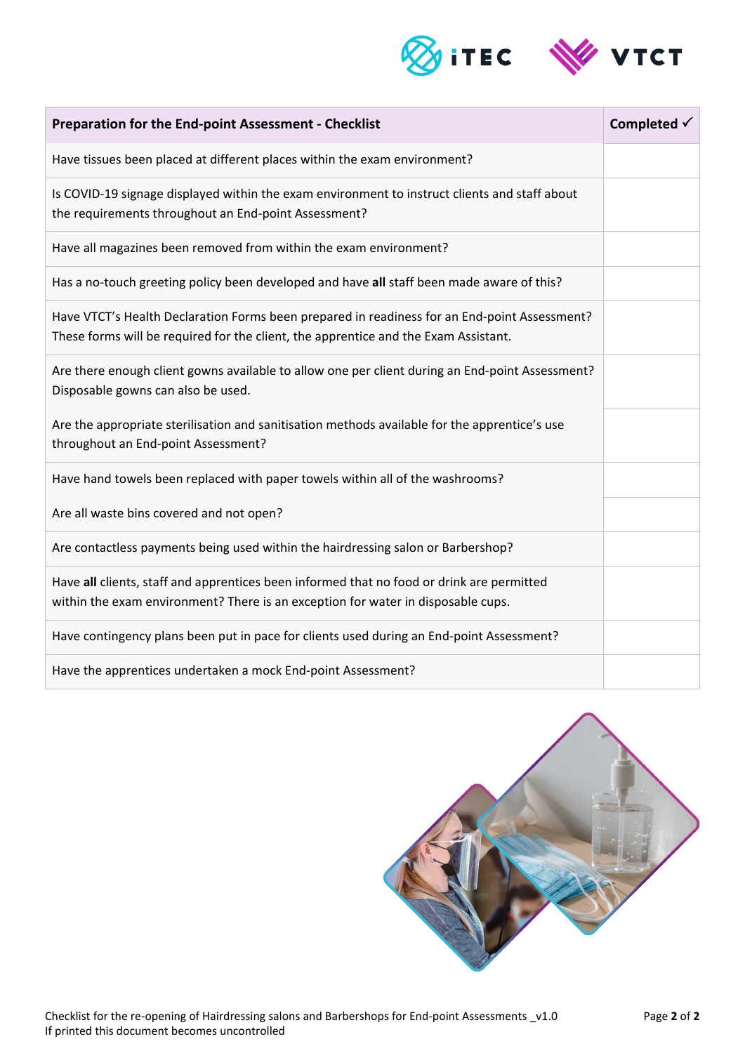| Preparation for the End-point Assessment - Checklist | Completed ✓ |
|---|---|
| Have tissues been placed at different places within the exam environment? | |
| Is COVID-19 signage displayed within the exam environment to instruct clients and staff about the requirements throughout an End-point Assessment? | |
| Have all magazines been removed from within the exam environment? | |
| Has a no-touch greeting policy been developed and have **all** staff been made aware of this? | |
| Have VTCT's Health Declaration Forms been prepared in readiness for an End-point Assessment? These forms will be required for the client, the apprentice and the Exam Assistant. | |
| Are there enough client gowns available to allow one per client during an End-point Assessment? Disposable gowns can also be used. | |
| Are the appropriate sterilisation and sanitisation methods available for the apprentice's use throughout an End-point Assessment? | |
| Have hand towels been replaced with paper towels within all of the washrooms? | |
| Are all waste bins covered and not open? | |
| Are contactless payments being used within the hairdressing salon or Barbershop? | |
| Have **all** clients, staff and apprentices been informed that no food or drink are permitted within the exam environment? There is an exception for water in disposable cups. | |
| Have contingency plans been put in pace for clients used during an End-point Assessment? | |
| Have the apprentices undertaken a mock End-point Assessment? | |